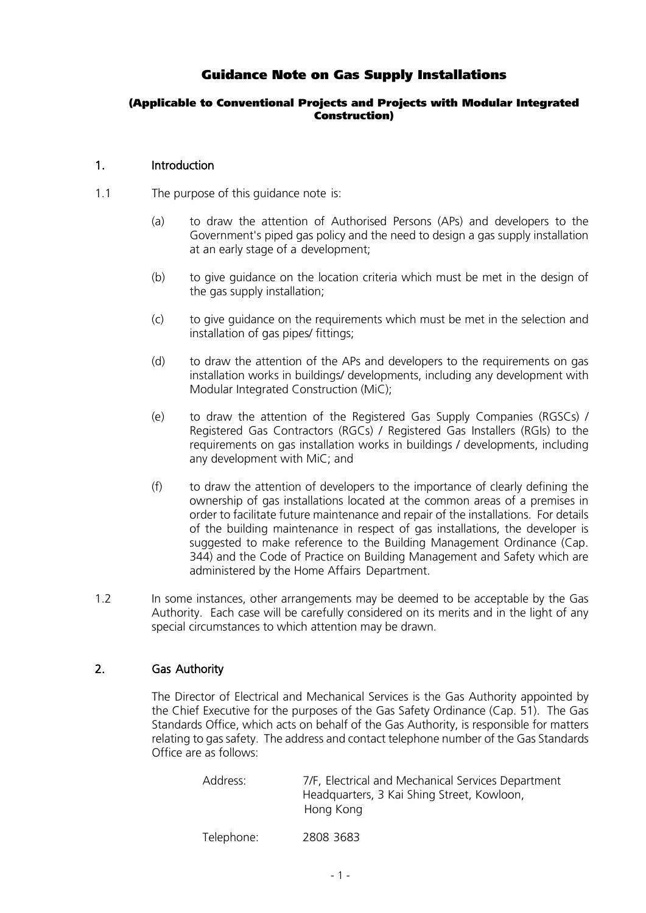# Guidance Note on Gas Supply Installations

**(Applicable to Conventional Projects and Projects with Modular Integrated Construction)**

## 1. Introduction

1.1 The purpose of this guidance note is:

(a) to draw the attention of Authorised Persons (APs) and developers to the Government's piped gas policy and the need to design a gas supply installation at an early stage of a development;

(b) to give guidance on the location criteria which must be met in the design of the gas supply installation;

(c) to give guidance on the requirements which must be met in the selection and installation of gas pipes/ fittings;

(d) to draw the attention of the APs and developers to the requirements on gas installation works in buildings/ developments, including any development with Modular Integrated Construction (MiC);

(e) to draw the attention of the Registered Gas Supply Companies (RGSCs) / Registered Gas Contractors (RGCs) / Registered Gas Installers (RGIs) to the requirements on gas installation works in buildings / developments, including any development with MiC; and

(f) to draw the attention of developers to the importance of clearly defining the ownership of gas installations located at the common areas of a premises in order to facilitate future maintenance and repair of the installations. For details of the building maintenance in respect of gas installations, the developer is suggested to make reference to the Building Management Ordinance (Cap. 344) and the Code of Practice on Building Management and Safety which are administered by the Home Affairs Department.

1.2 In some instances, other arrangements may be deemed to be acceptable by the Gas Authority. Each case will be carefully considered on its merits and in the light of any special circumstances to which attention may be drawn.

## 2. Gas Authority

The Director of Electrical and Mechanical Services is the Gas Authority appointed by the Chief Executive for the purposes of the Gas Safety Ordinance (Cap. 51). The Gas Standards Office, which acts on behalf of the Gas Authority, is responsible for matters relating to gas safety. The address and contact telephone number of the Gas Standards Office are as follows:

Address: 7/F, Electrical and Mechanical Services Department Headquarters, 3 Kai Shing Street, Kowloon, Hong Kong

Telephone: 2808 3683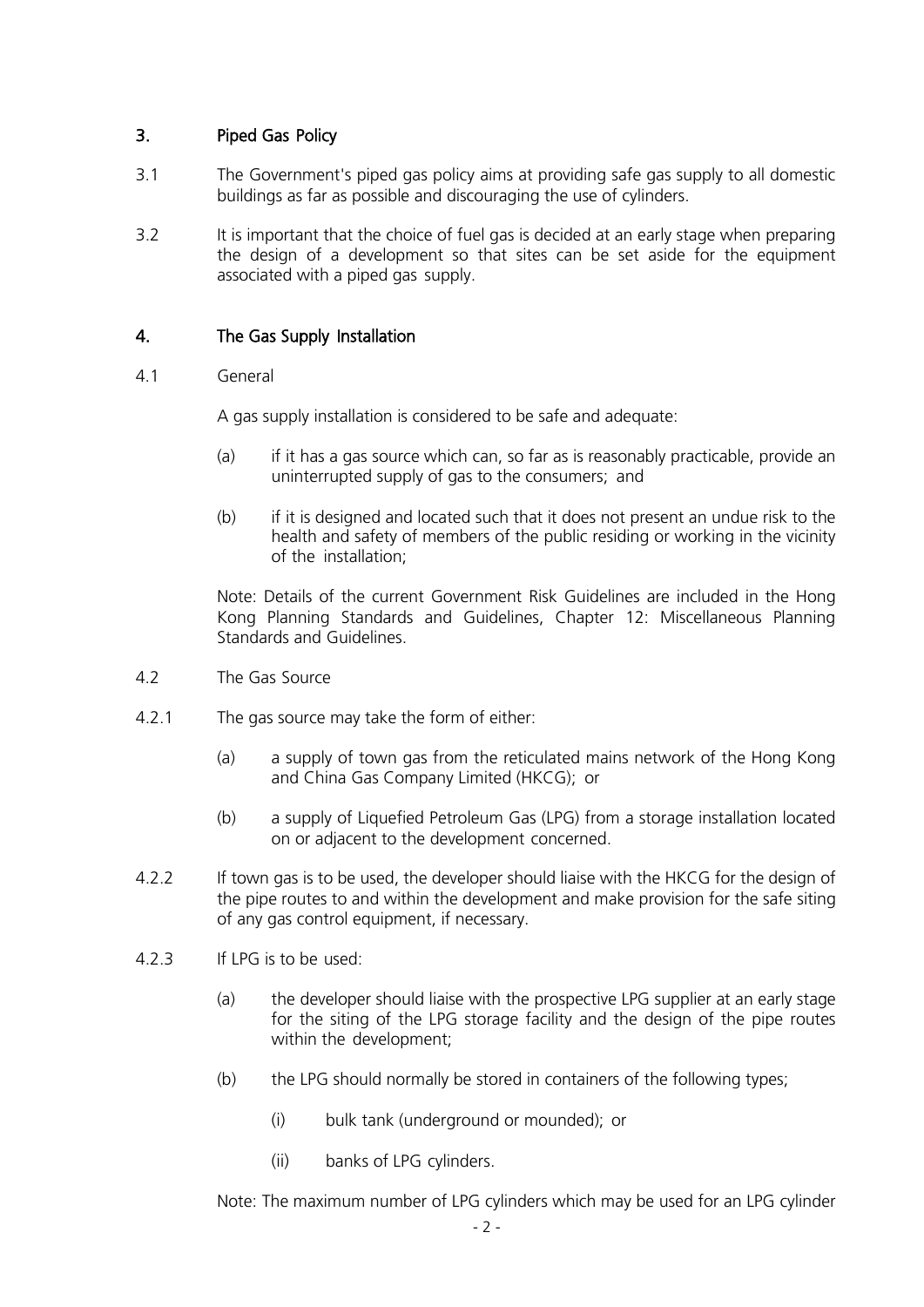## 3. Piped Gas Policy

3.1 The Government's piped gas policy aims at providing safe gas supply to all domestic buildings as far as possible and discouraging the use of cylinders.

3.2 It is important that the choice of fuel gas is decided at an early stage when preparing the design of a development so that sites can be set aside for the equipment associated with a piped gas supply.

## 4. The Gas Supply Installation

4.1 General

A gas supply installation is considered to be safe and adequate:

(a) if it has a gas source which can, so far as is reasonably practicable, provide an uninterrupted supply of gas to the consumers; and

(b) if it is designed and located such that it does not present an undue risk to the health and safety of members of the public residing or working in the vicinity of the installation;

Note: Details of the current Government Risk Guidelines are included in the Hong Kong Planning Standards and Guidelines, Chapter 12: Miscellaneous Planning Standards and Guidelines.

4.2 The Gas Source

4.2.1 The gas source may take the form of either:

(a) a supply of town gas from the reticulated mains network of the Hong Kong and China Gas Company Limited (HKCG); or

(b) a supply of Liquefied Petroleum Gas (LPG) from a storage installation located on or adjacent to the development concerned.

4.2.2 If town gas is to be used, the developer should liaise with the HKCG for the design of the pipe routes to and within the development and make provision for the safe siting of any gas control equipment, if necessary.

4.2.3 If LPG is to be used:

(a) the developer should liaise with the prospective LPG supplier at an early stage for the siting of the LPG storage facility and the design of the pipe routes within the development;

(b) the LPG should normally be stored in containers of the following types;

(i) bulk tank (underground or mounded); or

(ii) banks of LPG cylinders.

Note: The maximum number of LPG cylinders which may be used for an LPG cylinder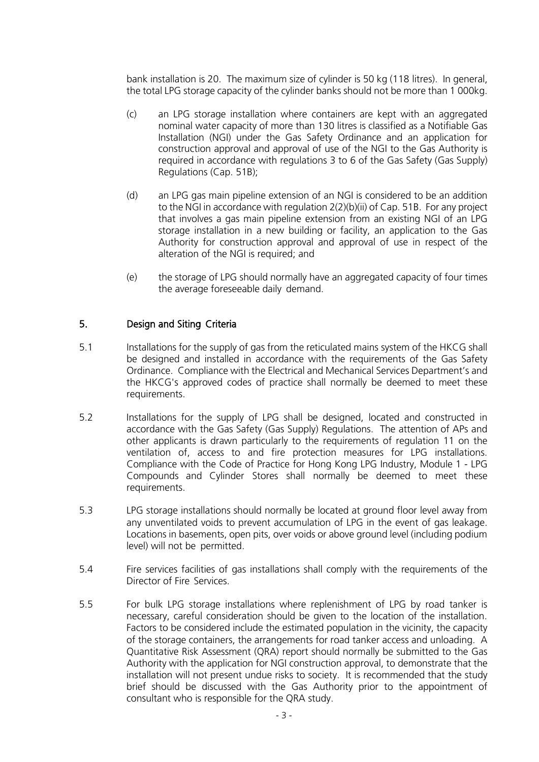bank installation is 20. The maximum size of cylinder is 50 kg (118 litres). In general, the total LPG storage capacity of the cylinder banks should not be more than 1 000kg.

(c) an LPG storage installation where containers are kept with an aggregated nominal water capacity of more than 130 litres is classified as a Notifiable Gas Installation (NGI) under the Gas Safety Ordinance and an application for construction approval and approval of use of the NGI to the Gas Authority is required in accordance with regulations 3 to 6 of the Gas Safety (Gas Supply) Regulations (Cap. 51B);

(d) an LPG gas main pipeline extension of an NGI is considered to be an addition to the NGI in accordance with regulation 2(2)(b)(ii) of Cap. 51B. For any project that involves a gas main pipeline extension from an existing NGI of an LPG storage installation in a new building or facility, an application to the Gas Authority for construction approval and approval of use in respect of the alteration of the NGI is required; and

(e) the storage of LPG should normally have an aggregated capacity of four times the average foreseeable daily demand.

## 5. Design and Siting Criteria

5.1 Installations for the supply of gas from the reticulated mains system of the HKCG shall be designed and installed in accordance with the requirements of the Gas Safety Ordinance. Compliance with the Electrical and Mechanical Services Department's and the HKCG's approved codes of practice shall normally be deemed to meet these requirements.

5.2 Installations for the supply of LPG shall be designed, located and constructed in accordance with the Gas Safety (Gas Supply) Regulations. The attention of APs and other applicants is drawn particularly to the requirements of regulation 11 on the ventilation of, access to and fire protection measures for LPG installations. Compliance with the Code of Practice for Hong Kong LPG Industry, Module 1 - LPG Compounds and Cylinder Stores shall normally be deemed to meet these requirements.

5.3 LPG storage installations should normally be located at ground floor level away from any unventilated voids to prevent accumulation of LPG in the event of gas leakage. Locations in basements, open pits, over voids or above ground level (including podium level) will not be permitted.

5.4 Fire services facilities of gas installations shall comply with the requirements of the Director of Fire Services.

5.5 For bulk LPG storage installations where replenishment of LPG by road tanker is necessary, careful consideration should be given to the location of the installation. Factors to be considered include the estimated population in the vicinity, the capacity of the storage containers, the arrangements for road tanker access and unloading. A Quantitative Risk Assessment (QRA) report should normally be submitted to the Gas Authority with the application for NGI construction approval, to demonstrate that the installation will not present undue risks to society. It is recommended that the study brief should be discussed with the Gas Authority prior to the appointment of consultant who is responsible for the QRA study.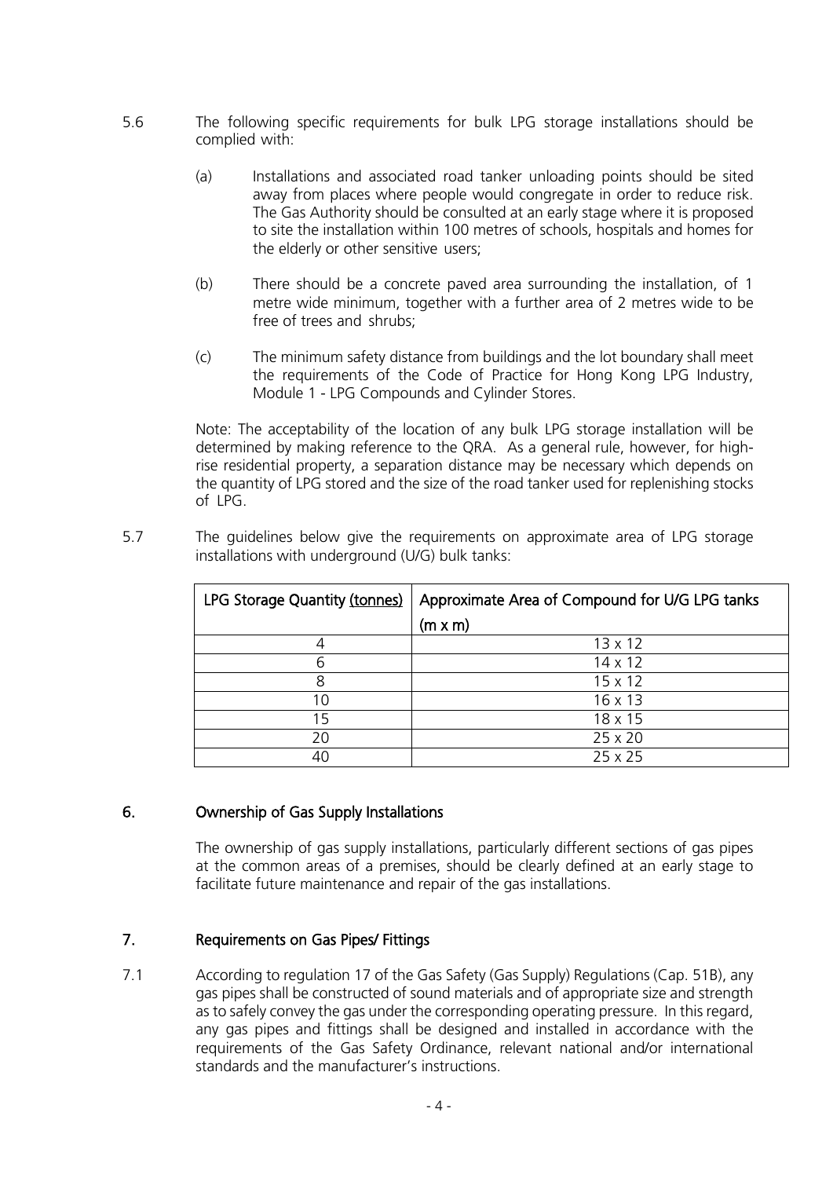5.6 The following specific requirements for bulk LPG storage installations should be complied with:

(a) Installations and associated road tanker unloading points should be sited away from places where people would congregate in order to reduce risk. The Gas Authority should be consulted at an early stage where it is proposed to site the installation within 100 metres of schools, hospitals and homes for the elderly or other sensitive users;

(b) There should be a concrete paved area surrounding the installation, of 1 metre wide minimum, together with a further area of 2 metres wide to be free of trees and shrubs;

(c) The minimum safety distance from buildings and the lot boundary shall meet the requirements of the Code of Practice for Hong Kong LPG Industry, Module 1 - LPG Compounds and Cylinder Stores.

Note: The acceptability of the location of any bulk LPG storage installation will be determined by making reference to the QRA. As a general rule, however, for high-rise residential property, a separation distance may be necessary which depends on the quantity of LPG stored and the size of the road tanker used for replenishing stocks of LPG.

5.7 The guidelines below give the requirements on approximate area of LPG storage installations with underground (U/G) bulk tanks:

| LPG Storage Quantity (tonnes) | Approximate Area of Compound for U/G LPG tanks (m x m) |
|---|---|
| 4 | 13 x 12 |
| 6 | 14 x 12 |
| 8 | 15 x 12 |
| 10 | 16 x 13 |
| 15 | 18 x 15 |
| 20 | 25 x 20 |
| 40 | 25 x 25 |

## 6. Ownership of Gas Supply Installations

The ownership of gas supply installations, particularly different sections of gas pipes at the common areas of a premises, should be clearly defined at an early stage to facilitate future maintenance and repair of the gas installations.

## 7. Requirements on Gas Pipes/ Fittings

7.1 According to regulation 17 of the Gas Safety (Gas Supply) Regulations (Cap. 51B), any gas pipes shall be constructed of sound materials and of appropriate size and strength as to safely convey the gas under the corresponding operating pressure. In this regard, any gas pipes and fittings shall be designed and installed in accordance with the requirements of the Gas Safety Ordinance, relevant national and/or international standards and the manufacturer's instructions.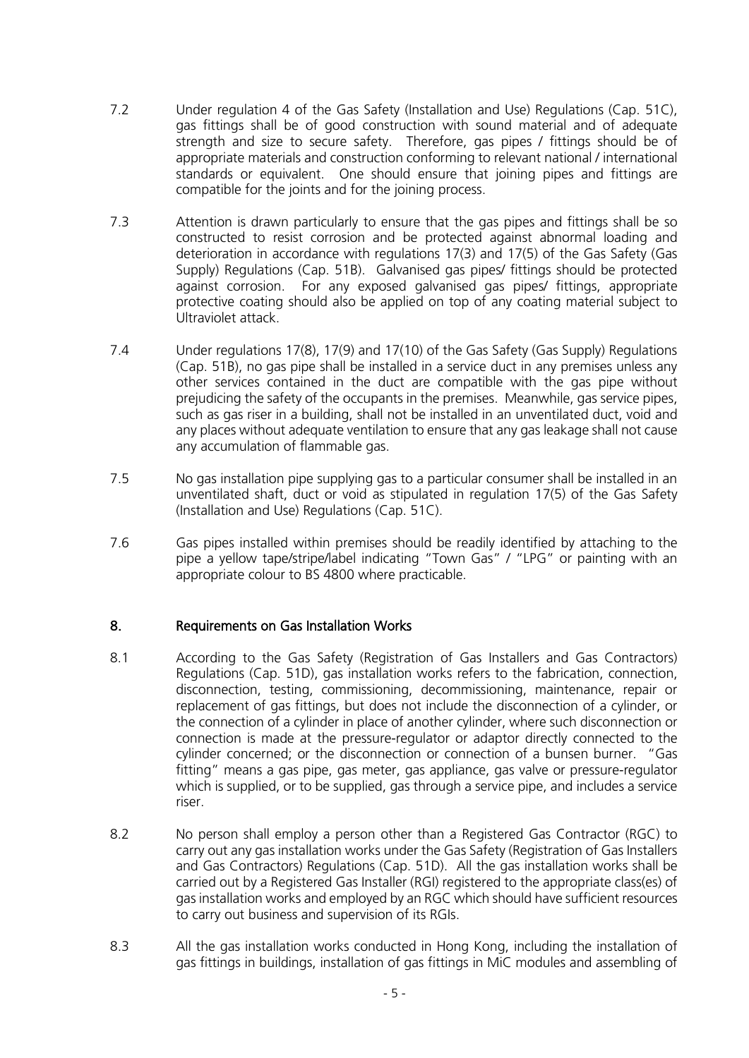7.2 Under regulation 4 of the Gas Safety (Installation and Use) Regulations (Cap. 51C), gas fittings shall be of good construction with sound material and of adequate strength and size to secure safety. Therefore, gas pipes / fittings should be of appropriate materials and construction conforming to relevant national / international standards or equivalent. One should ensure that joining pipes and fittings are compatible for the joints and for the joining process.

7.3 Attention is drawn particularly to ensure that the gas pipes and fittings shall be so constructed to resist corrosion and be protected against abnormal loading and deterioration in accordance with regulations 17(3) and 17(5) of the Gas Safety (Gas Supply) Regulations (Cap. 51B). Galvanised gas pipes/ fittings should be protected against corrosion. For any exposed galvanised gas pipes/ fittings, appropriate protective coating should also be applied on top of any coating material subject to Ultraviolet attack.

7.4 Under regulations 17(8), 17(9) and 17(10) of the Gas Safety (Gas Supply) Regulations (Cap. 51B), no gas pipe shall be installed in a service duct in any premises unless any other services contained in the duct are compatible with the gas pipe without prejudicing the safety of the occupants in the premises. Meanwhile, gas service pipes, such as gas riser in a building, shall not be installed in an unventilated duct, void and any places without adequate ventilation to ensure that any gas leakage shall not cause any accumulation of flammable gas.

7.5 No gas installation pipe supplying gas to a particular consumer shall be installed in an unventilated shaft, duct or void as stipulated in regulation 17(5) of the Gas Safety (Installation and Use) Regulations (Cap. 51C).

7.6 Gas pipes installed within premises should be readily identified by attaching to the pipe a yellow tape/stripe/label indicating "Town Gas" / "LPG" or painting with an appropriate colour to BS 4800 where practicable.

## 8. Requirements on Gas Installation Works

8.1 According to the Gas Safety (Registration of Gas Installers and Gas Contractors) Regulations (Cap. 51D), gas installation works refers to the fabrication, connection, disconnection, testing, commissioning, decommissioning, maintenance, repair or replacement of gas fittings, but does not include the disconnection of a cylinder, or the connection of a cylinder in place of another cylinder, where such disconnection or connection is made at the pressure-regulator or adaptor directly connected to the cylinder concerned; or the disconnection or connection of a bunsen burner. "Gas fitting" means a gas pipe, gas meter, gas appliance, gas valve or pressure-regulator which is supplied, or to be supplied, gas through a service pipe, and includes a service riser.

8.2 No person shall employ a person other than a Registered Gas Contractor (RGC) to carry out any gas installation works under the Gas Safety (Registration of Gas Installers and Gas Contractors) Regulations (Cap. 51D). All the gas installation works shall be carried out by a Registered Gas Installer (RGI) registered to the appropriate class(es) of gas installation works and employed by an RGC which should have sufficient resources to carry out business and supervision of its RGIs.

8.3 All the gas installation works conducted in Hong Kong, including the installation of gas fittings in buildings, installation of gas fittings in MiC modules and assembling of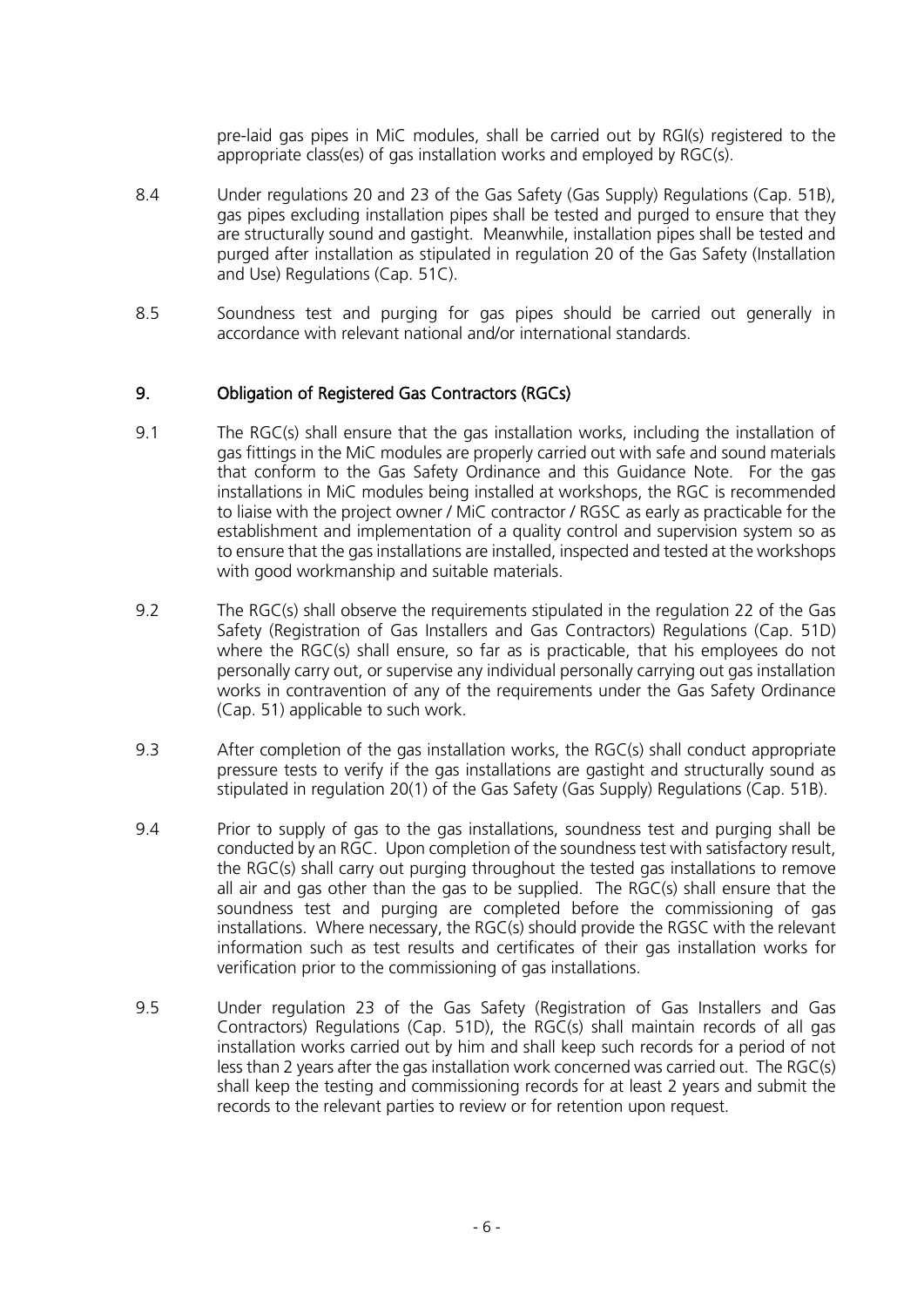pre-laid gas pipes in MiC modules, shall be carried out by RGI(s) registered to the appropriate class(es) of gas installation works and employed by RGC(s).

8.4 Under regulations 20 and 23 of the Gas Safety (Gas Supply) Regulations (Cap. 51B), gas pipes excluding installation pipes shall be tested and purged to ensure that they are structurally sound and gastight. Meanwhile, installation pipes shall be tested and purged after installation as stipulated in regulation 20 of the Gas Safety (Installation and Use) Regulations (Cap. 51C).

8.5 Soundness test and purging for gas pipes should be carried out generally in accordance with relevant national and/or international standards.

## 9. Obligation of Registered Gas Contractors (RGCs)

9.1 The RGC(s) shall ensure that the gas installation works, including the installation of gas fittings in the MiC modules are properly carried out with safe and sound materials that conform to the Gas Safety Ordinance and this Guidance Note. For the gas installations in MiC modules being installed at workshops, the RGC is recommended to liaise with the project owner / MiC contractor / RGSC as early as practicable for the establishment and implementation of a quality control and supervision system so as to ensure that the gas installations are installed, inspected and tested at the workshops with good workmanship and suitable materials.

9.2 The RGC(s) shall observe the requirements stipulated in the regulation 22 of the Gas Safety (Registration of Gas Installers and Gas Contractors) Regulations (Cap. 51D) where the RGC(s) shall ensure, so far as is practicable, that his employees do not personally carry out, or supervise any individual personally carrying out gas installation works in contravention of any of the requirements under the Gas Safety Ordinance (Cap. 51) applicable to such work.

9.3 After completion of the gas installation works, the RGC(s) shall conduct appropriate pressure tests to verify if the gas installations are gastight and structurally sound as stipulated in regulation 20(1) of the Gas Safety (Gas Supply) Regulations (Cap. 51B).

9.4 Prior to supply of gas to the gas installations, soundness test and purging shall be conducted by an RGC. Upon completion of the soundness test with satisfactory result, the RGC(s) shall carry out purging throughout the tested gas installations to remove all air and gas other than the gas to be supplied. The RGC(s) shall ensure that the soundness test and purging are completed before the commissioning of gas installations. Where necessary, the RGC(s) should provide the RGSC with the relevant information such as test results and certificates of their gas installation works for verification prior to the commissioning of gas installations.

9.5 Under regulation 23 of the Gas Safety (Registration of Gas Installers and Gas Contractors) Regulations (Cap. 51D), the RGC(s) shall maintain records of all gas installation works carried out by him and shall keep such records for a period of not less than 2 years after the gas installation work concerned was carried out. The RGC(s) shall keep the testing and commissioning records for at least 2 years and submit the records to the relevant parties to review or for retention upon request.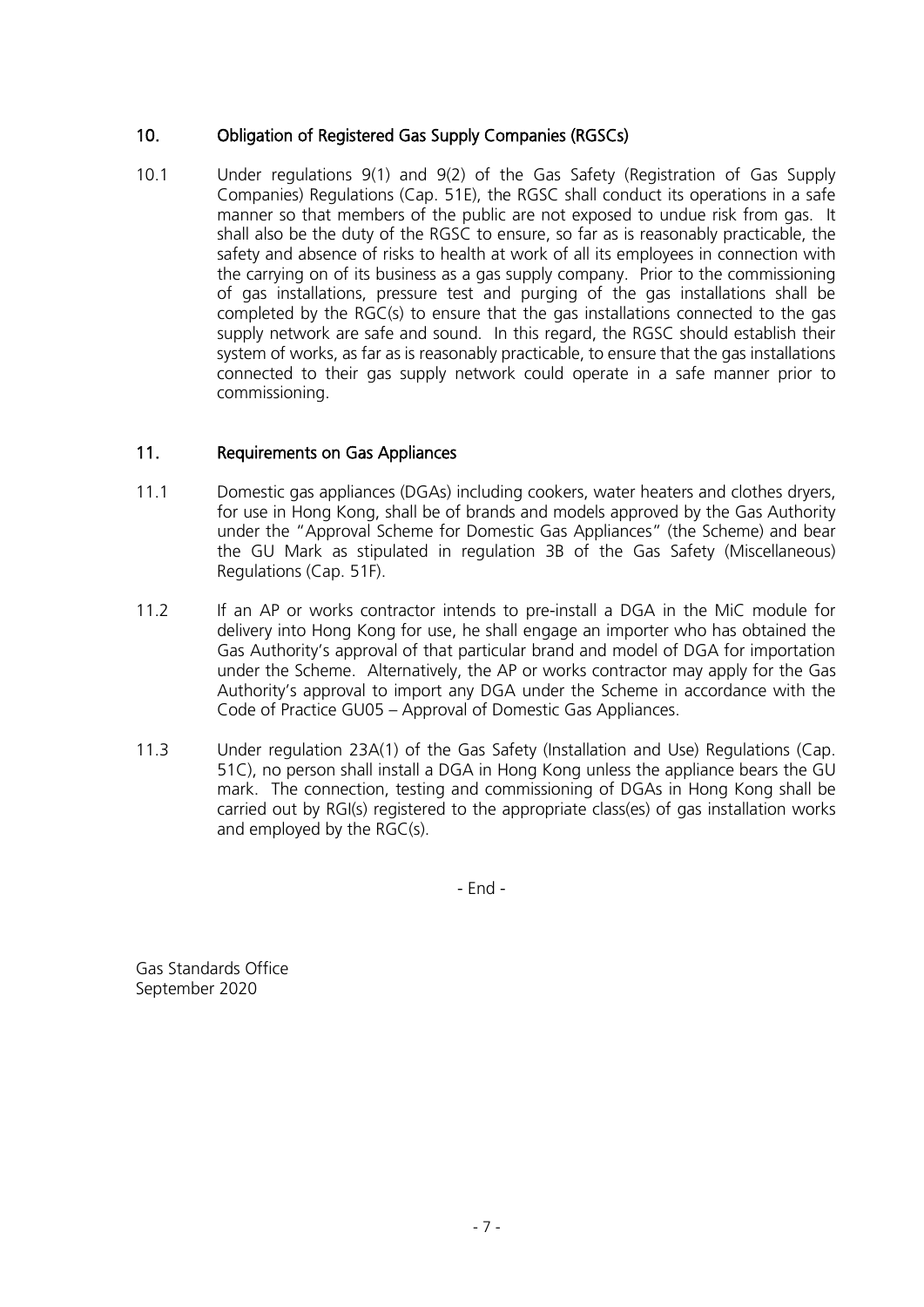## 10. Obligation of Registered Gas Supply Companies (RGSCs)

10.1 Under regulations 9(1) and 9(2) of the Gas Safety (Registration of Gas Supply Companies) Regulations (Cap. 51E), the RGSC shall conduct its operations in a safe manner so that members of the public are not exposed to undue risk from gas. It shall also be the duty of the RGSC to ensure, so far as is reasonably practicable, the safety and absence of risks to health at work of all its employees in connection with the carrying on of its business as a gas supply company. Prior to the commissioning of gas installations, pressure test and purging of the gas installations shall be completed by the RGC(s) to ensure that the gas installations connected to the gas supply network are safe and sound. In this regard, the RGSC should establish their system of works, as far as is reasonably practicable, to ensure that the gas installations connected to their gas supply network could operate in a safe manner prior to commissioning.

## 11. Requirements on Gas Appliances

11.1 Domestic gas appliances (DGAs) including cookers, water heaters and clothes dryers, for use in Hong Kong, shall be of brands and models approved by the Gas Authority under the "Approval Scheme for Domestic Gas Appliances" (the Scheme) and bear the GU Mark as stipulated in regulation 3B of the Gas Safety (Miscellaneous) Regulations (Cap. 51F).

11.2 If an AP or works contractor intends to pre-install a DGA in the MiC module for delivery into Hong Kong for use, he shall engage an importer who has obtained the Gas Authority's approval of that particular brand and model of DGA for importation under the Scheme. Alternatively, the AP or works contractor may apply for the Gas Authority's approval to import any DGA under the Scheme in accordance with the Code of Practice GU05 – Approval of Domestic Gas Appliances.

11.3 Under regulation 23A(1) of the Gas Safety (Installation and Use) Regulations (Cap. 51C), no person shall install a DGA in Hong Kong unless the appliance bears the GU mark. The connection, testing and commissioning of DGAs in Hong Kong shall be carried out by RGI(s) registered to the appropriate class(es) of gas installation works and employed by the RGC(s).

- End -

Gas Standards Office
September 2020